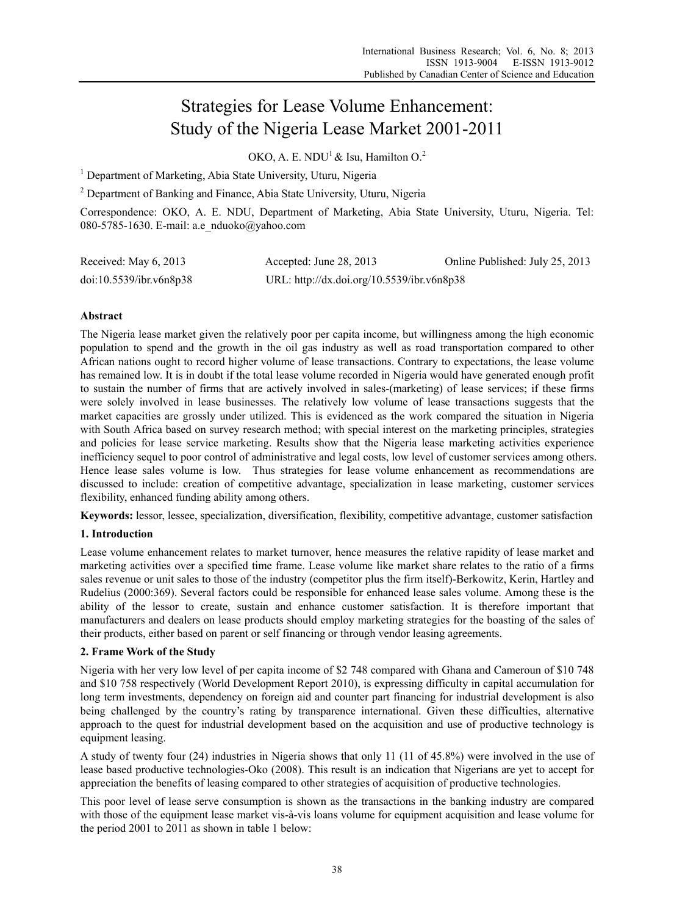# Strategies for Lease Volume Enhancement: Study of the Nigeria Lease Market 2001-2011

OKO, A. E. NDU[1] & Isu, Hamilton O.[2]

[1] Department of Marketing, Abia State University, Uturu, Nigeria

[2] Department of Banking and Finance, Abia State University, Uturu, Nigeria

Correspondence: OKO, A. E. NDU, Department of Marketing, Abia State University, Uturu, Nigeria. Tel: 080-5785-1630. E-mail: a.e_nduoko@yahoo.com

Received: May 6, 2013    Accepted: June 28, 2013    Online Published: July 25, 2013

doi:10.5539/ibr.v6n8p38    URL: http://dx.doi.org/10.5539/ibr.v6n8p38

## Abstract

The Nigeria lease market given the relatively poor per capita income, but willingness among the high economic population to spend and the growth in the oil gas industry as well as road transportation compared to other African nations ought to record higher volume of lease transactions. Contrary to expectations, the lease volume has remained low. It is in doubt if the total lease volume recorded in Nigeria would have generated enough profit to sustain the number of firms that are actively involved in sales-(marketing) of lease services; if these firms were solely involved in lease businesses. The relatively low volume of lease transactions suggests that the market capacities are grossly under utilized. This is evidenced as the work compared the situation in Nigeria with South Africa based on survey research method; with special interest on the marketing principles, strategies and policies for lease service marketing. Results show that the Nigeria lease marketing activities experience inefficiency sequel to poor control of administrative and legal costs, low level of customer services among others. Hence lease sales volume is low. Thus strategies for lease volume enhancement as recommendations are discussed to include: creation of competitive advantage, specialization in lease marketing, customer services flexibility, enhanced funding ability among others.

**Keywords:** lessor, lessee, specialization, diversification, flexibility, competitive advantage, customer satisfaction

## 1. Introduction

Lease volume enhancement relates to market turnover, hence measures the relative rapidity of lease market and marketing activities over a specified time frame. Lease volume like market share relates to the ratio of a firms sales revenue or unit sales to those of the industry (competitor plus the firm itself)-Berkowitz, Kerin, Hartley and Rudelius (2000:369). Several factors could be responsible for enhanced lease sales volume. Among these is the ability of the lessor to create, sustain and enhance customer satisfaction. It is therefore important that manufacturers and dealers on lease products should employ marketing strategies for the boasting of the sales of their products, either based on parent or self financing or through vendor leasing agreements.

## 2. Frame Work of the Study

Nigeria with her very low level of per capita income of $2 748 compared with Ghana and Cameroun of $10 748 and $10 758 respectively (World Development Report 2010), is expressing difficulty in capital accumulation for long term investments, dependency on foreign aid and counter part financing for industrial development is also being challenged by the country's rating by transparence international. Given these difficulties, alternative approach to the quest for industrial development based on the acquisition and use of productive technology is equipment leasing.

A study of twenty four (24) industries in Nigeria shows that only 11 (11 of 45.8%) were involved in the use of lease based productive technologies-Oko (2008). This result is an indication that Nigerians are yet to accept for appreciation the benefits of leasing compared to other strategies of acquisition of productive technologies.

This poor level of lease serve consumption is shown as the transactions in the banking industry are compared with those of the equipment lease market vis-à-vis loans volume for equipment acquisition and lease volume for the period 2001 to 2011 as shown in table 1 below: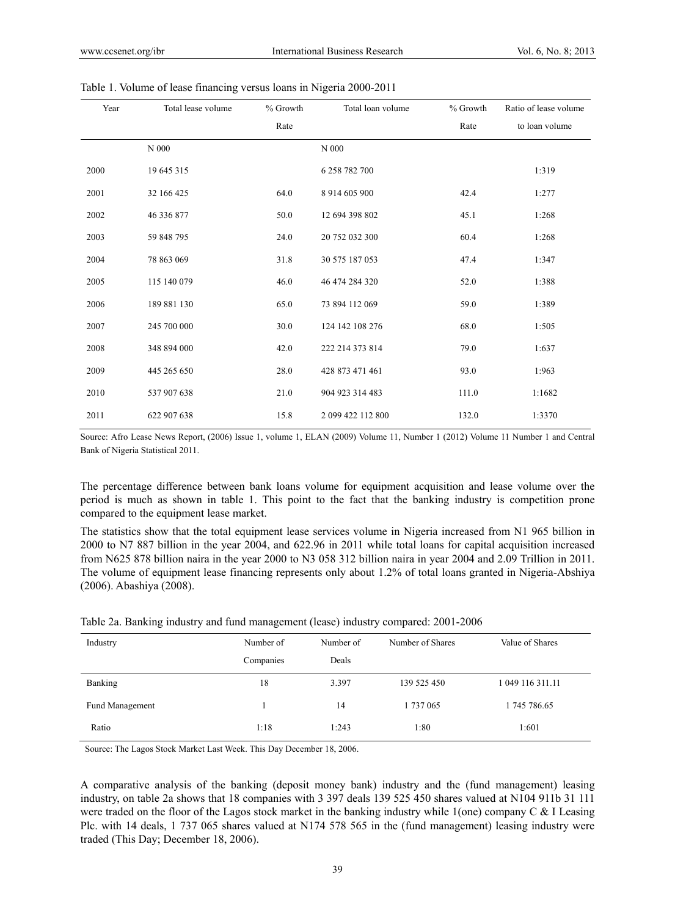Table 1. Volume of lease financing versus loans in Nigeria 2000-2011

| Year | Total lease volume | % Growth Rate | Total loan volume | % Growth Rate | Ratio of lease volume to loan volume |
|---|---|---|---|---|---|
| | N 000 | | N 000 | | |
| 2000 | 19 645 315 | | 6 258 782 700 | | 1:319 |
| 2001 | 32 166 425 | 64.0 | 8 914 605 900 | 42.4 | 1:277 |
| 2002 | 46 336 877 | 50.0 | 12 694 398 802 | 45.1 | 1:268 |
| 2003 | 59 848 795 | 24.0 | 20 752 032 300 | 60.4 | 1:268 |
| 2004 | 78 863 069 | 31.8 | 30 575 187 053 | 47.4 | 1:347 |
| 2005 | 115 140 079 | 46.0 | 46 474 284 320 | 52.0 | 1:388 |
| 2006 | 189 881 130 | 65.0 | 73 894 112 069 | 59.0 | 1:389 |
| 2007 | 245 700 000 | 30.0 | 124 142 108 276 | 68.0 | 1:505 |
| 2008 | 348 894 000 | 42.0 | 222 214 373 814 | 79.0 | 1:637 |
| 2009 | 445 265 650 | 28.0 | 428 873 471 461 | 93.0 | 1:963 |
| 2010 | 537 907 638 | 21.0 | 904 923 314 483 | 111.0 | 1:1682 |
| 2011 | 622 907 638 | 15.8 | 2 099 422 112 800 | 132.0 | 1:3370 |

Source: Afro Lease News Report, (2006) Issue 1, volume 1, ELAN (2009) Volume 11, Number 1 (2012) Volume 11 Number 1 and Central Bank of Nigeria Statistical 2011.

The percentage difference between bank loans volume for equipment acquisition and lease volume over the period is much as shown in table 1. This point to the fact that the banking industry is competition prone compared to the equipment lease market.

The statistics show that the total equipment lease services volume in Nigeria increased from N1 965 billion in 2000 to N7 887 billion in the year 2004, and 622.96 in 2011 while total loans for capital acquisition increased from N625 878 billion naira in the year 2000 to N3 058 312 billion naira in year 2004 and 2.09 Trillion in 2011. The volume of equipment lease financing represents only about 1.2% of total loans granted in Nigeria-Abshiya (2006). Abashiya (2008).

Table 2a. Banking industry and fund management (lease) industry compared: 2001-2006

| Industry | Number of Companies | Number of Deals | Number of Shares | Value of Shares |
|---|---|---|---|---|
| Banking | 18 | 3.397 | 139 525 450 | 1 049 116 311.11 |
| Fund Management | 1 | 14 | 1 737 065 | 1 745 786.65 |
| Ratio | 1:18 | 1:243 | 1:80 | 1:601 |

Source: The Lagos Stock Market Last Week. This Day December 18, 2006.

A comparative analysis of the banking (deposit money bank) industry and the (fund management) leasing industry, on table 2a shows that 18 companies with 3 397 deals 139 525 450 shares valued at N104 911b 31 111 were traded on the floor of the Lagos stock market in the banking industry while 1(one) company C & I Leasing Plc. with 14 deals, 1 737 065 shares valued at N174 578 565 in the (fund management) leasing industry were traded (This Day; December 18, 2006).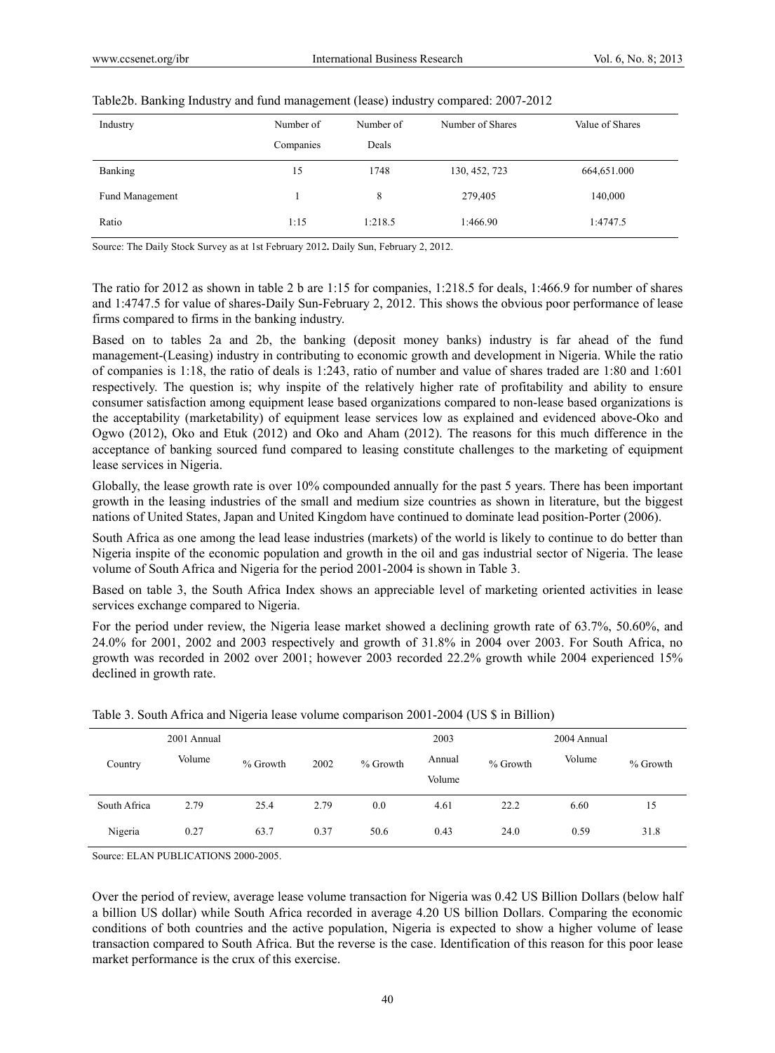Table2b. Banking Industry and fund management (lease) industry compared: 2007-2012

| Industry | Number of Companies | Number of Deals | Number of Shares | Value of Shares |
|---|---|---|---|---|
| Banking | 15 | 1748 | 130, 452, 723 | 664,651.000 |
| Fund Management | 1 | 8 | 279,405 | 140,000 |
| Ratio | 1:15 | 1:218.5 | 1:466.90 | 1:4747.5 |

Source: The Daily Stock Survey as at 1st February 2012**.** Daily Sun, February 2, 2012.

The ratio for 2012 as shown in table 2 b are 1:15 for companies, 1:218.5 for deals, 1:466.9 for number of shares and 1:4747.5 for value of shares-Daily Sun-February 2, 2012. This shows the obvious poor performance of lease firms compared to firms in the banking industry.

Based on to tables 2a and 2b, the banking (deposit money banks) industry is far ahead of the fund management-(Leasing) industry in contributing to economic growth and development in Nigeria. While the ratio of companies is 1:18, the ratio of deals is 1:243, ratio of number and value of shares traded are 1:80 and 1:601 respectively. The question is; why inspite of the relatively higher rate of profitability and ability to ensure consumer satisfaction among equipment lease based organizations compared to non-lease based organizations is the acceptability (marketability) of equipment lease services low as explained and evidenced above-Oko and Ogwo (2012), Oko and Etuk (2012) and Oko and Aham (2012). The reasons for this much difference in the acceptance of banking sourced fund compared to leasing constitute challenges to the marketing of equipment lease services in Nigeria.

Globally, the lease growth rate is over 10% compounded annually for the past 5 years. There has been important growth in the leasing industries of the small and medium size countries as shown in literature, but the biggest nations of United States, Japan and United Kingdom have continued to dominate lead position-Porter (2006).

South Africa as one among the lead lease industries (markets) of the world is likely to continue to do better than Nigeria inspite of the economic population and growth in the oil and gas industrial sector of Nigeria. The lease volume of South Africa and Nigeria for the period 2001-2004 is shown in Table 3.

Based on table 3, the South Africa Index shows an appreciable level of marketing oriented activities in lease services exchange compared to Nigeria.

For the period under review, the Nigeria lease market showed a declining growth rate of 63.7%, 50.60%, and 24.0% for 2001, 2002 and 2003 respectively and growth of 31.8% in 2004 over 2003. For South Africa, no growth was recorded in 2002 over 2001; however 2003 recorded 22.2% growth while 2004 experienced 15% declined in growth rate.

Table 3. South Africa and Nigeria lease volume comparison 2001-2004 (US $ in Billion)

| Country | 2001 Annual Volume | % Growth | 2002 | % Growth | 2003 Annual Volume | % Growth | 2004 Annual Volume | % Growth |
|---|---|---|---|---|---|---|---|---|
| South Africa | 2.79 | 25.4 | 2.79 | 0.0 | 4.61 | 22.2 | 6.60 | 15 |
| Nigeria | 0.27 | 63.7 | 0.37 | 50.6 | 0.43 | 24.0 | 0.59 | 31.8 |

Source: ELAN PUBLICATIONS 2000-2005.

Over the period of review, average lease volume transaction for Nigeria was 0.42 US Billion Dollars (below half a billion US dollar) while South Africa recorded in average 4.20 US billion Dollars. Comparing the economic conditions of both countries and the active population, Nigeria is expected to show a higher volume of lease transaction compared to South Africa. But the reverse is the case. Identification of this reason for this poor lease market performance is the crux of this exercise.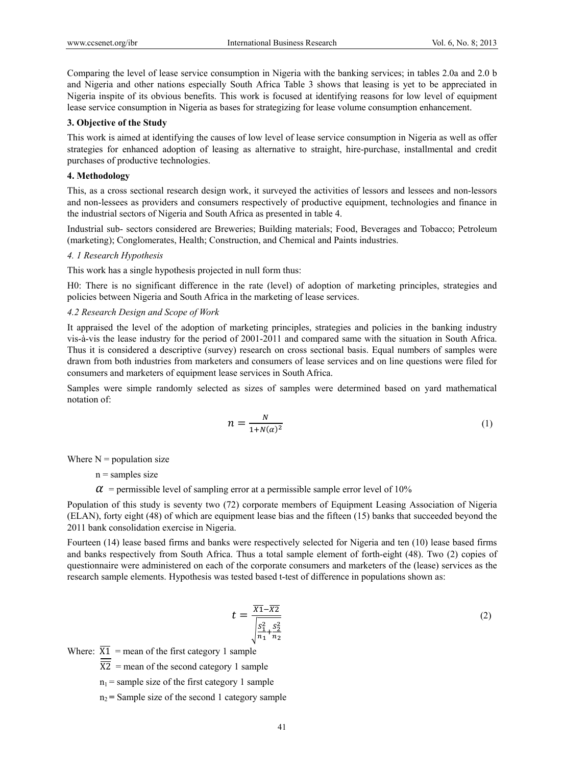Comparing the level of lease service consumption in Nigeria with the banking services; in tables 2.0a and 2.0 b and Nigeria and other nations especially South Africa Table 3 shows that leasing is yet to be appreciated in Nigeria inspite of its obvious benefits. This work is focused at identifying reasons for low level of equipment lease service consumption in Nigeria as bases for strategizing for lease volume consumption enhancement.

### 3. Objective of the Study

This work is aimed at identifying the causes of low level of lease service consumption in Nigeria as well as offer strategies for enhanced adoption of leasing as alternative to straight, hire-purchase, installmental and credit purchases of productive technologies.

### 4. Methodology

This, as a cross sectional research design work, it surveyed the activities of lessors and lessees and non-lessors and non-lessees as providers and consumers respectively of productive equipment, technologies and finance in the industrial sectors of Nigeria and South Africa as presented in table 4.

Industrial sub- sectors considered are Breweries; Building materials; Food, Beverages and Tobacco; Petroleum (marketing); Conglomerates, Health; Construction, and Chemical and Paints industries.

#### *4. 1 Research Hypothesis*

This work has a single hypothesis projected in null form thus:

H0: There is no significant difference in the rate (level) of adoption of marketing principles, strategies and policies between Nigeria and South Africa in the marketing of lease services.

#### *4.2 Research Design and Scope of Work*

It appraised the level of the adoption of marketing principles, strategies and policies in the banking industry vis-à-vis the lease industry for the period of 2001-2011 and compared same with the situation in South Africa. Thus it is considered a descriptive (survey) research on cross sectional basis. Equal numbers of samples were drawn from both industries from marketers and consumers of lease services and on line questions were filed for consumers and marketers of equipment lease services in South Africa.

Samples were simple randomly selected as sizes of samples were determined based on yard mathematical notation of:

$$n = \frac{N}{1+N(\alpha)^2} \tag{1}$$

Where N = population size

n = samples size

$\alpha$ = permissible level of sampling error at a permissible sample error level of 10%

Population of this study is seventy two (72) corporate members of Equipment Leasing Association of Nigeria (ELAN), forty eight (48) of which are equipment lease bias and the fifteen (15) banks that succeeded beyond the 2011 bank consolidation exercise in Nigeria.

Fourteen (14) lease based firms and banks were respectively selected for Nigeria and ten (10) lease based firms and banks respectively from South Africa. Thus a total sample element of forth-eight (48). Two (2) copies of questionnaire were administered on each of the corporate consumers and marketers of the (lease) services as the research sample elements. Hypothesis was tested based t-test of difference in populations shown as:

$$t = \frac{\overline{X1}-\overline{X2}}{\sqrt{\frac{S_1^2}{n_1}+\frac{S_2^2}{n_2}}} \tag{2}$$

Where: $\overline{X1}$ = mean of the first category 1 sample

$\overline{\overline{X2}}$ = mean of the second category 1 sample

$n_1$ = sample size of the first category 1 sample

$n_2$ = Sample size of the second 1 category sample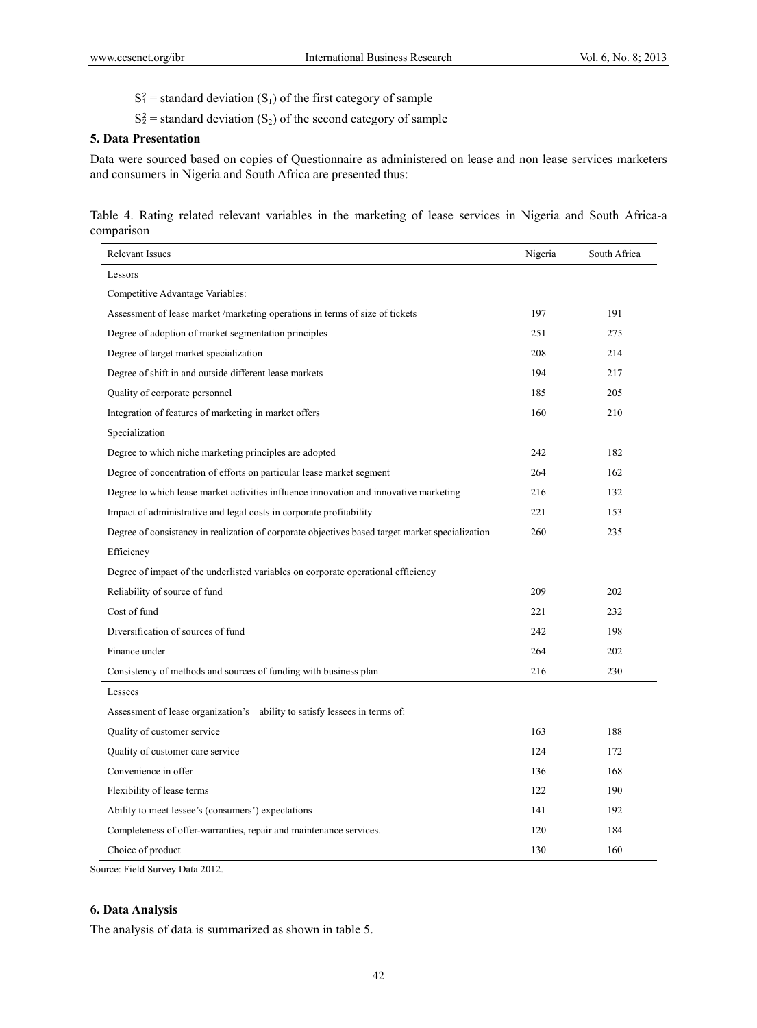$S_1^2$ = standard deviation ($S_1$) of the first category of sample

$S_2^2$ = standard deviation ($S_2$) of the second category of sample

## 5. Data Presentation

Data were sourced based on copies of Questionnaire as administered on lease and non lease services marketers and consumers in Nigeria and South Africa are presented thus:

Table 4. Rating related relevant variables in the marketing of lease services in Nigeria and South Africa-a comparison

| Relevant Issues | Nigeria | South Africa |
|---|---|---|
| Lessors | | |
| Competitive Advantage Variables: | | |
| Assessment of lease market /marketing operations in terms of size of tickets | 197 | 191 |
| Degree of adoption of market segmentation principles | 251 | 275 |
| Degree of target market specialization | 208 | 214 |
| Degree of shift in and outside different lease markets | 194 | 217 |
| Quality of corporate personnel | 185 | 205 |
| Integration of features of marketing in market offers | 160 | 210 |
| Specialization | | |
| Degree to which niche marketing principles are adopted | 242 | 182 |
| Degree of concentration of efforts on particular lease market segment | 264 | 162 |
| Degree to which lease market activities influence innovation and innovative marketing | 216 | 132 |
| Impact of administrative and legal costs in corporate profitability | 221 | 153 |
| Degree of consistency in realization of corporate objectives based target market specialization | 260 | 235 |
| Efficiency | | |
| Degree of impact of the underlisted variables on corporate operational efficiency | | |
| Reliability of source of fund | 209 | 202 |
| Cost of fund | 221 | 232 |
| Diversification of sources of fund | 242 | 198 |
| Finance under | 264 | 202 |
| Consistency of methods and sources of funding with business plan | 216 | 230 |
| Lessees | | |
| Assessment of lease organization's ability to satisfy lessees in terms of: | | |
| Quality of customer service | 163 | 188 |
| Quality of customer care service | 124 | 172 |
| Convenience in offer | 136 | 168 |
| Flexibility of lease terms | 122 | 190 |
| Ability to meet lessee's (consumers') expectations | 141 | 192 |
| Completeness of offer-warranties, repair and maintenance services. | 120 | 184 |
| Choice of product | 130 | 160 |

Source: Field Survey Data 2012.

## 6. Data Analysis

The analysis of data is summarized as shown in table 5.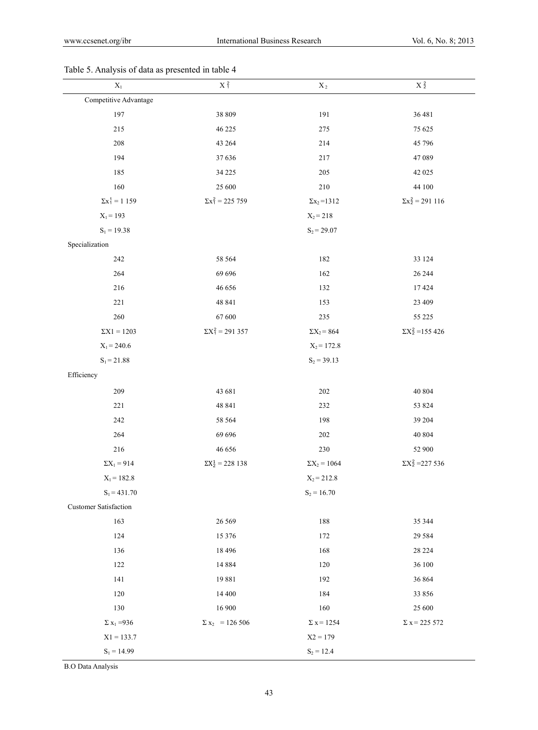Table 5. Analysis of data as presented in table 4

| $X_1$ | $X_1^2$ | $X_2$ | $X_2^2$ |
|---|---|---|---|
| Competitive Advantage | | | |
| 197 | 38 809 | 191 | 36 481 |
| 215 | 46 225 | 275 | 75 625 |
| 208 | 43 264 | 214 | 45 796 |
| 194 | 37 636 | 217 | 47 089 |
| 185 | 34 225 | 205 | 42 025 |
| 160 | 25 600 | 210 | 44 100 |
| $\Sigma x_1^1 = 1\ 159$ | $\Sigma x_1^2 = 225\ 759$ | $\Sigma x_2 = 1312$ | $\Sigma x_2^2 = 291\ 116$ |
| $X_1 = 193$ | | $X_2 = 218$ | |
| $S_1 = 19.38$ | | $S_2 = 29.07$ | |
| Specialization | | | |
| 242 | 58 564 | 182 | 33 124 |
| 264 | 69 696 | 162 | 26 244 |
| 216 | 46 656 | 132 | 17 424 |
| 221 | 48 841 | 153 | 23 409 |
| 260 | 67 600 | 235 | 55 225 |
| $\Sigma X1 = 1203$ | $\Sigma X_1^2 = 291\ 357$ | $\Sigma X_2 = 864$ | $\Sigma X_2^2 = 155\ 426$ |
| $X_1 = 240.6$ | | $X_2 = 172.8$ | |
| $S_1 = 21.88$ | | $S_2 = 39.13$ | |
| Efficiency | | | |
| 209 | 43 681 | 202 | 40 804 |
| 221 | 48 841 | 232 | 53 824 |
| 242 | 58 564 | 198 | 39 204 |
| 264 | 69 696 | 202 | 40 804 |
| 216 | 46 656 | 230 | 52 900 |
| $\Sigma X_1 = 914$ | $\Sigma X_2^1 = 228\ 138$ | $\Sigma X_2 = 1064$ | $\Sigma X_2^2 = 227\ 536$ |
| $X_1 = 182.8$ | | $X_2 = 212.8$ | |
| $S_1 = 431.70$ | | $S_2 = 16.70$ | |
| Customer Satisfaction | | | |
| 163 | 26 569 | 188 | 35 344 |
| 124 | 15 376 | 172 | 29 584 |
| 136 | 18 496 | 168 | 28 224 |
| 122 | 14 884 | 120 | 36 100 |
| 141 | 19 881 | 192 | 36 864 |
| 120 | 14 400 | 184 | 33 856 |
| 130 | 16 900 | 160 | 25 600 |
| $\Sigma x_1 = 936$ | $\Sigma x_2 = 126\ 506$ | $\Sigma x = 1254$ | $\Sigma x = 225\ 572$ |
| $X1 = 133.7$ | | $X2 = 179$ | |
| $S_1 = 14.99$ | | $S_2 = 12.4$ | |

B.O Data Analysis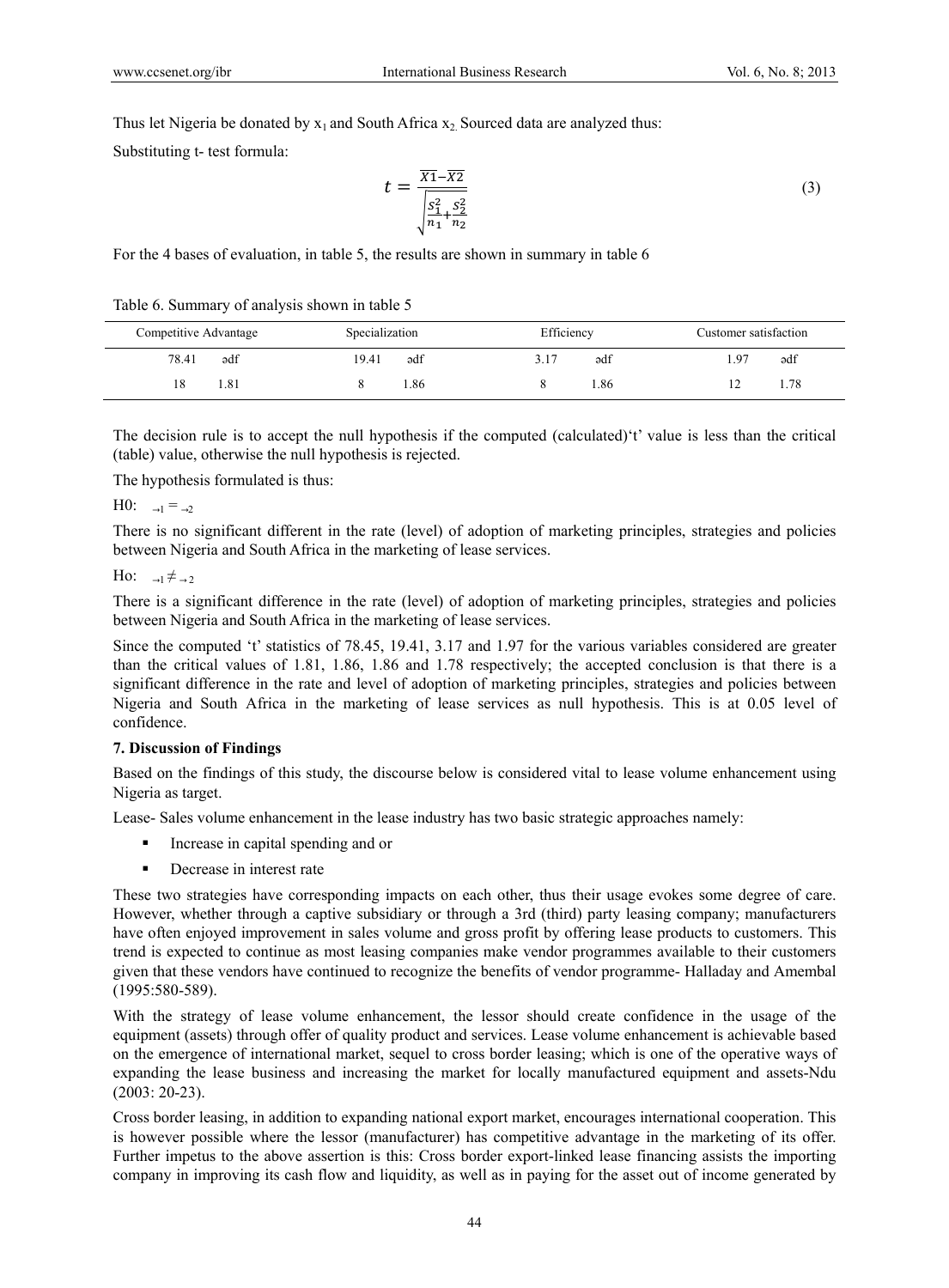Thus let Nigeria be donated by $x_1$ and South Africa $x_2$. Sourced data are analyzed thus:

Substituting t- test formula:

$$t = \frac{\overline{X1} - \overline{X2}}{\sqrt{\frac{S_1^2}{n_1} + \frac{S_2^2}{n_2}}} \quad (3)$$

For the 4 bases of evaluation, in table 5, the results are shown in summary in table 6

Table 6. Summary of analysis shown in table 5

| Competitive Advantage | | Specialization | | Efficiency | | Customer satisfaction | |
|---|---|---|---|---|---|---|---|
| 78.41 | ədf | 19.41 | ədf | 3.17 | ədf | 1.97 | ədf |
| 18 | 1.81 | 8 | 1.86 | 8 | 1.86 | 12 | 1.78 |

The decision rule is to accept the null hypothesis if the computed (calculated)'t' value is less than the critical (table) value, otherwise the null hypothesis is rejected.

The hypothesis formulated is thus:

H0: $_{\rightarrow 1} = _{\rightarrow 2}$

There is no significant different in the rate (level) of adoption of marketing principles, strategies and policies between Nigeria and South Africa in the marketing of lease services.

Ho: $_{\rightarrow 1} \neq _{\rightarrow 2}$

There is a significant difference in the rate (level) of adoption of marketing principles, strategies and policies between Nigeria and South Africa in the marketing of lease services.

Since the computed 't' statistics of 78.45, 19.41, 3.17 and 1.97 for the various variables considered are greater than the critical values of 1.81, 1.86, 1.86 and 1.78 respectively; the accepted conclusion is that there is a significant difference in the rate and level of adoption of marketing principles, strategies and policies between Nigeria and South Africa in the marketing of lease services as null hypothesis. This is at 0.05 level of confidence.

**7. Discussion of Findings**

Based on the findings of this study, the discourse below is considered vital to lease volume enhancement using Nigeria as target.

Lease- Sales volume enhancement in the lease industry has two basic strategic approaches namely:

- Increase in capital spending and or
- Decrease in interest rate

These two strategies have corresponding impacts on each other, thus their usage evokes some degree of care. However, whether through a captive subsidiary or through a 3rd (third) party leasing company; manufacturers have often enjoyed improvement in sales volume and gross profit by offering lease products to customers. This trend is expected to continue as most leasing companies make vendor programmes available to their customers given that these vendors have continued to recognize the benefits of vendor programme- Halladay and Amembal (1995:580-589).

With the strategy of lease volume enhancement, the lessor should create confidence in the usage of the equipment (assets) through offer of quality product and services. Lease volume enhancement is achievable based on the emergence of international market, sequel to cross border leasing; which is one of the operative ways of expanding the lease business and increasing the market for locally manufactured equipment and assets-Ndu (2003: 20-23).

Cross border leasing, in addition to expanding national export market, encourages international cooperation. This is however possible where the lessor (manufacturer) has competitive advantage in the marketing of its offer. Further impetus to the above assertion is this: Cross border export-linked lease financing assists the importing company in improving its cash flow and liquidity, as well as in paying for the asset out of income generated by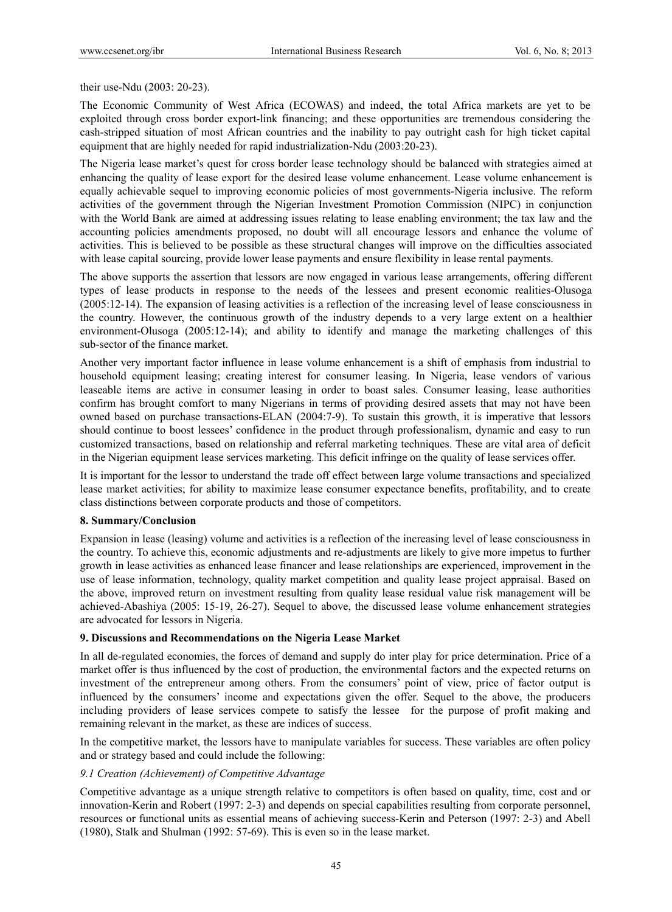their use-Ndu (2003: 20-23).

The Economic Community of West Africa (ECOWAS) and indeed, the total Africa markets are yet to be exploited through cross border export-link financing; and these opportunities are tremendous considering the cash-stripped situation of most African countries and the inability to pay outright cash for high ticket capital equipment that are highly needed for rapid industrialization-Ndu (2003:20-23).

The Nigeria lease market's quest for cross border lease technology should be balanced with strategies aimed at enhancing the quality of lease export for the desired lease volume enhancement. Lease volume enhancement is equally achievable sequel to improving economic policies of most governments-Nigeria inclusive. The reform activities of the government through the Nigerian Investment Promotion Commission (NIPC) in conjunction with the World Bank are aimed at addressing issues relating to lease enabling environment; the tax law and the accounting policies amendments proposed, no doubt will all encourage lessors and enhance the volume of activities. This is believed to be possible as these structural changes will improve on the difficulties associated with lease capital sourcing, provide lower lease payments and ensure flexibility in lease rental payments.

The above supports the assertion that lessors are now engaged in various lease arrangements, offering different types of lease products in response to the needs of the lessees and present economic realities-Olusoga (2005:12-14). The expansion of leasing activities is a reflection of the increasing level of lease consciousness in the country. However, the continuous growth of the industry depends to a very large extent on a healthier environment-Olusoga (2005:12-14); and ability to identify and manage the marketing challenges of this sub-sector of the finance market.

Another very important factor influence in lease volume enhancement is a shift of emphasis from industrial to household equipment leasing; creating interest for consumer leasing. In Nigeria, lease vendors of various leaseable items are active in consumer leasing in order to boast sales. Consumer leasing, lease authorities confirm has brought comfort to many Nigerians in terms of providing desired assets that may not have been owned based on purchase transactions-ELAN (2004:7-9). To sustain this growth, it is imperative that lessors should continue to boost lessees' confidence in the product through professionalism, dynamic and easy to run customized transactions, based on relationship and referral marketing techniques. These are vital area of deficit in the Nigerian equipment lease services marketing. This deficit infringe on the quality of lease services offer.

It is important for the lessor to understand the trade off effect between large volume transactions and specialized lease market activities; for ability to maximize lease consumer expectance benefits, profitability, and to create class distinctions between corporate products and those of competitors.

## 8. Summary/Conclusion

Expansion in lease (leasing) volume and activities is a reflection of the increasing level of lease consciousness in the country. To achieve this, economic adjustments and re-adjustments are likely to give more impetus to further growth in lease activities as enhanced lease financer and lease relationships are experienced, improvement in the use of lease information, technology, quality market competition and quality lease project appraisal. Based on the above, improved return on investment resulting from quality lease residual value risk management will be achieved-Abashiya (2005: 15-19, 26-27). Sequel to above, the discussed lease volume enhancement strategies are advocated for lessors in Nigeria.

## 9. Discussions and Recommendations on the Nigeria Lease Market

In all de-regulated economies, the forces of demand and supply do inter play for price determination. Price of a market offer is thus influenced by the cost of production, the environmental factors and the expected returns on investment of the entrepreneur among others. From the consumers' point of view, price of factor output is influenced by the consumers' income and expectations given the offer. Sequel to the above, the producers including providers of lease services compete to satisfy the lessee for the purpose of profit making and remaining relevant in the market, as these are indices of success.

In the competitive market, the lessors have to manipulate variables for success. These variables are often policy and or strategy based and could include the following:

### *9.1 Creation (Achievement) of Competitive Advantage*

Competitive advantage as a unique strength relative to competitors is often based on quality, time, cost and or innovation-Kerin and Robert (1997: 2-3) and depends on special capabilities resulting from corporate personnel, resources or functional units as essential means of achieving success-Kerin and Peterson (1997: 2-3) and Abell (1980), Stalk and Shulman (1992: 57-69). This is even so in the lease market.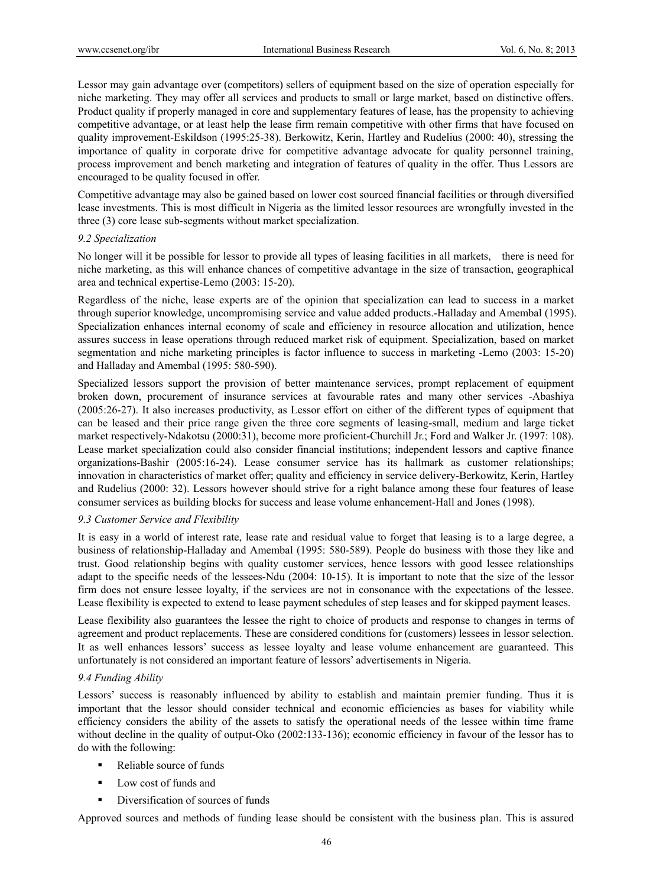Lessor may gain advantage over (competitors) sellers of equipment based on the size of operation especially for niche marketing. They may offer all services and products to small or large market, based on distinctive offers. Product quality if properly managed in core and supplementary features of lease, has the propensity to achieving competitive advantage, or at least help the lease firm remain competitive with other firms that have focused on quality improvement-Eskildson (1995:25-38). Berkowitz, Kerin, Hartley and Rudelius (2000: 40), stressing the importance of quality in corporate drive for competitive advantage advocate for quality personnel training, process improvement and bench marketing and integration of features of quality in the offer. Thus Lessors are encouraged to be quality focused in offer.

Competitive advantage may also be gained based on lower cost sourced financial facilities or through diversified lease investments. This is most difficult in Nigeria as the limited lessor resources are wrongfully invested in the three (3) core lease sub-segments without market specialization.

### *9.2 Specialization*

No longer will it be possible for lessor to provide all types of leasing facilities in all markets, there is need for niche marketing, as this will enhance chances of competitive advantage in the size of transaction, geographical area and technical expertise-Lemo (2003: 15-20).

Regardless of the niche, lease experts are of the opinion that specialization can lead to success in a market through superior knowledge, uncompromising service and value added products.-Halladay and Amembal (1995). Specialization enhances internal economy of scale and efficiency in resource allocation and utilization, hence assures success in lease operations through reduced market risk of equipment. Specialization, based on market segmentation and niche marketing principles is factor influence to success in marketing -Lemo (2003: 15-20) and Halladay and Amembal (1995: 580-590).

Specialized lessors support the provision of better maintenance services, prompt replacement of equipment broken down, procurement of insurance services at favourable rates and many other services -Abashiya (2005:26-27). It also increases productivity, as Lessor effort on either of the different types of equipment that can be leased and their price range given the three core segments of leasing-small, medium and large ticket market respectively-Ndakotsu (2000:31), become more proficient-Churchill Jr.; Ford and Walker Jr. (1997: 108). Lease market specialization could also consider financial institutions; independent lessors and captive finance organizations-Bashir (2005:16-24). Lease consumer service has its hallmark as customer relationships; innovation in characteristics of market offer; quality and efficiency in service delivery-Berkowitz, Kerin, Hartley and Rudelius (2000: 32). Lessors however should strive for a right balance among these four features of lease consumer services as building blocks for success and lease volume enhancement-Hall and Jones (1998).

### *9.3 Customer Service and Flexibility*

It is easy in a world of interest rate, lease rate and residual value to forget that leasing is to a large degree, a business of relationship-Halladay and Amembal (1995: 580-589). People do business with those they like and trust. Good relationship begins with quality customer services, hence lessors with good lessee relationships adapt to the specific needs of the lessees-Ndu (2004: 10-15). It is important to note that the size of the lessor firm does not ensure lessee loyalty, if the services are not in consonance with the expectations of the lessee. Lease flexibility is expected to extend to lease payment schedules of step leases and for skipped payment leases.

Lease flexibility also guarantees the lessee the right to choice of products and response to changes in terms of agreement and product replacements. These are considered conditions for (customers) lessees in lessor selection. It as well enhances lessors' success as lessee loyalty and lease volume enhancement are guaranteed. This unfortunately is not considered an important feature of lessors' advertisements in Nigeria.

### *9.4 Funding Ability*

Lessors' success is reasonably influenced by ability to establish and maintain premier funding. Thus it is important that the lessor should consider technical and economic efficiencies as bases for viability while efficiency considers the ability of the assets to satisfy the operational needs of the lessee within time frame without decline in the quality of output-Oko (2002:133-136); economic efficiency in favour of the lessor has to do with the following:

- Reliable source of funds
- Low cost of funds and
- Diversification of sources of funds

Approved sources and methods of funding lease should be consistent with the business plan. This is assured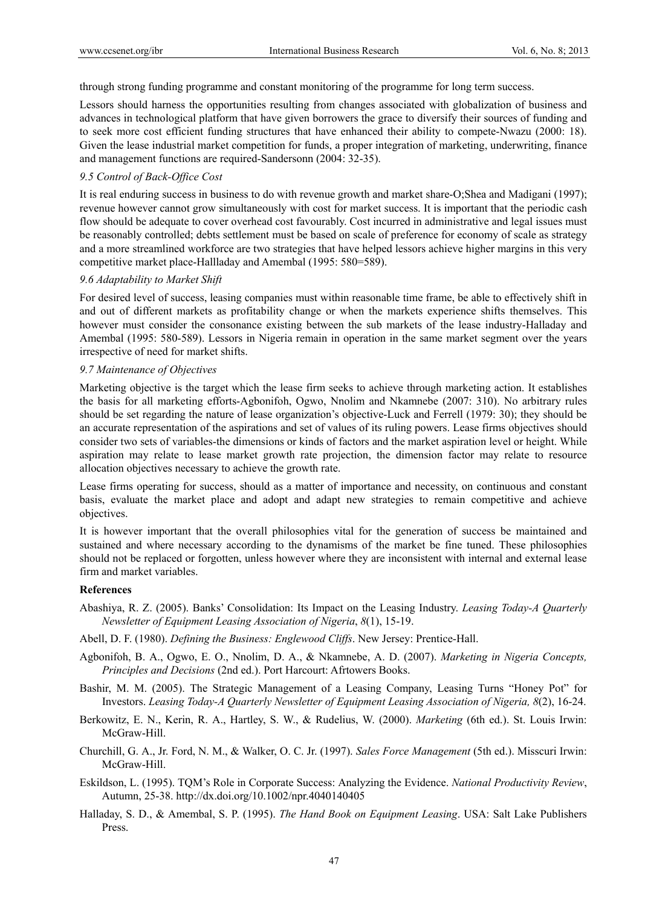through strong funding programme and constant monitoring of the programme for long term success.

Lessors should harness the opportunities resulting from changes associated with globalization of business and advances in technological platform that have given borrowers the grace to diversify their sources of funding and to seek more cost efficient funding structures that have enhanced their ability to compete-Nwazu (2000: 18). Given the lease industrial market competition for funds, a proper integration of marketing, underwriting, finance and management functions are required-Sandersonn (2004: 32-35).

### *9.5 Control of Back-Office Cost*

It is real enduring success in business to do with revenue growth and market share-O;Shea and Madigani (1997); revenue however cannot grow simultaneously with cost for market success. It is important that the periodic cash flow should be adequate to cover overhead cost favourably. Cost incurred in administrative and legal issues must be reasonably controlled; debts settlement must be based on scale of preference for economy of scale as strategy and a more streamlined workforce are two strategies that have helped lessors achieve higher margins in this very competitive market place-Hallladay and Amembal (1995: 580=589).

### *9.6 Adaptability to Market Shift*

For desired level of success, leasing companies must within reasonable time frame, be able to effectively shift in and out of different markets as profitability change or when the markets experience shifts themselves. This however must consider the consonance existing between the sub markets of the lease industry-Halladay and Amembal (1995: 580-589). Lessors in Nigeria remain in operation in the same market segment over the years irrespective of need for market shifts.

### *9.7 Maintenance of Objectives*

Marketing objective is the target which the lease firm seeks to achieve through marketing action. It establishes the basis for all marketing efforts-Agbonifoh, Ogwo, Nnolim and Nkamnebe (2007: 310). No arbitrary rules should be set regarding the nature of lease organization's objective-Luck and Ferrell (1979: 30); they should be an accurate representation of the aspirations and set of values of its ruling powers. Lease firms objectives should consider two sets of variables-the dimensions or kinds of factors and the market aspiration level or height. While aspiration may relate to lease market growth rate projection, the dimension factor may relate to resource allocation objectives necessary to achieve the growth rate.

Lease firms operating for success, should as a matter of importance and necessity, on continuous and constant basis, evaluate the market place and adopt and adapt new strategies to remain competitive and achieve objectives.

It is however important that the overall philosophies vital for the generation of success be maintained and sustained and where necessary according to the dynamisms of the market be fine tuned. These philosophies should not be replaced or forgotten, unless however where they are inconsistent with internal and external lease firm and market variables.

## References

Abashiya, R. Z. (2005). Banks' Consolidation: Its Impact on the Leasing Industry. *Leasing Today-A Quarterly Newsletter of Equipment Leasing Association of Nigeria*, *8*(1), 15-19.

Abell, D. F. (1980). *Defining the Business: Englewood Cliffs*. New Jersey: Prentice-Hall.

Agbonifoh, B. A., Ogwo, E. O., Nnolim, D. A., & Nkamnebe, A. D. (2007). *Marketing in Nigeria Concepts, Principles and Decisions* (2nd ed.). Port Harcourt: Afrtowers Books.

Bashir, M. M. (2005). The Strategic Management of a Leasing Company, Leasing Turns "Honey Pot" for Investors. *Leasing Today-A Quarterly Newsletter of Equipment Leasing Association of Nigeria, 8*(2), 16-24.

Berkowitz, E. N., Kerin, R. A., Hartley, S. W., & Rudelius, W. (2000). *Marketing* (6th ed.). St. Louis Irwin: McGraw-Hill.

Churchill, G. A., Jr. Ford, N. M., & Walker, O. C. Jr. (1997). *Sales Force Management* (5th ed.). Misscuri Irwin: McGraw-Hill.

Eskildson, L. (1995). TQM's Role in Corporate Success: Analyzing the Evidence. *National Productivity Review*, Autumn, 25-38. http://dx.doi.org/10.1002/npr.4040140405

Halladay, S. D., & Amembal, S. P. (1995). *The Hand Book on Equipment Leasing*. USA: Salt Lake Publishers Press.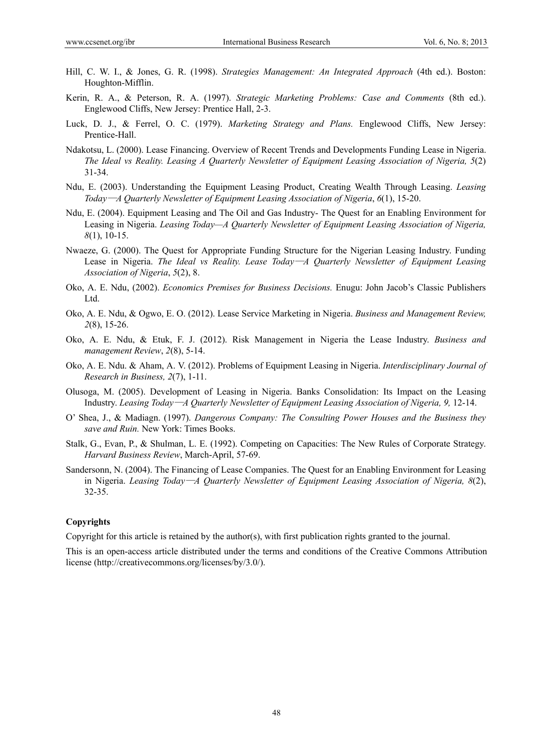Hill, C. W. I., & Jones, G. R. (1998). *Strategies Management: An Integrated Approach* (4th ed.). Boston: Houghton-Mifflin.

Kerin, R. A., & Peterson, R. A. (1997). *Strategic Marketing Problems: Case and Comments* (8th ed.). Englewood Cliffs, New Jersey: Prentice Hall, 2-3.

Luck, D. J., & Ferrel, O. C. (1979). *Marketing Strategy and Plans.* Englewood Cliffs, New Jersey: Prentice-Hall.

Ndakotsu, L. (2000). Lease Financing. Overview of Recent Trends and Developments Funding Lease in Nigeria. *The Ideal vs Reality. Leasing A Quarterly Newsletter of Equipment Leasing Association of Nigeria, 5*(2) 31-34.

Ndu, E. (2003). Understanding the Equipment Leasing Product, Creating Wealth Through Leasing. *Leasing Today—A Quarterly Newsletter of Equipment Leasing Association of Nigeria*, *6*(1), 15-20.

Ndu, E. (2004). Equipment Leasing and The Oil and Gas Industry- The Quest for an Enabling Environment for Leasing in Nigeria. *Leasing Today—A Quarterly Newsletter of Equipment Leasing Association of Nigeria, 8*(1), 10-15.

Nwaeze, G. (2000). The Quest for Appropriate Funding Structure for the Nigerian Leasing Industry. Funding Lease in Nigeria. *The Ideal vs Reality. Lease Today—A Quarterly Newsletter of Equipment Leasing Association of Nigeria*, *5*(2), 8.

Oko, A. E. Ndu, (2002). *Economics Premises for Business Decisions.* Enugu: John Jacob's Classic Publishers Ltd.

Oko, A. E. Ndu, & Ogwo, E. O. (2012). Lease Service Marketing in Nigeria. *Business and Management Review, 2*(8), 15-26.

Oko, A. E. Ndu, & Etuk, F. J. (2012). Risk Management in Nigeria the Lease Industry. *Business and management Review*, *2*(8), 5-14.

Oko, A. E. Ndu. & Aham, A. V. (2012). Problems of Equipment Leasing in Nigeria. *Interdisciplinary Journal of Research in Business, 2*(7), 1-11.

Olusoga, M. (2005). Development of Leasing in Nigeria. Banks Consolidation: Its Impact on the Leasing Industry. *Leasing Today—A Quarterly Newsletter of Equipment Leasing Association of Nigeria, 9,* 12-14.

O' Shea, J., & Madiagn. (1997). *Dangerous Company: The Consulting Power Houses and the Business they save and Ruin.* New York: Times Books.

Stalk, G., Evan, P., & Shulman, L. E. (1992). Competing on Capacities: The New Rules of Corporate Strategy. *Harvard Business Review*, March-April, 57-69.

Sandersonn, N. (2004). The Financing of Lease Companies. The Quest for an Enabling Environment for Leasing in Nigeria. *Leasing Today—A Quarterly Newsletter of Equipment Leasing Association of Nigeria, 8*(2), 32-35.

**Copyrights**

Copyright for this article is retained by the author(s), with first publication rights granted to the journal.

This is an open-access article distributed under the terms and conditions of the Creative Commons Attribution license (http://creativecommons.org/licenses/by/3.0/).